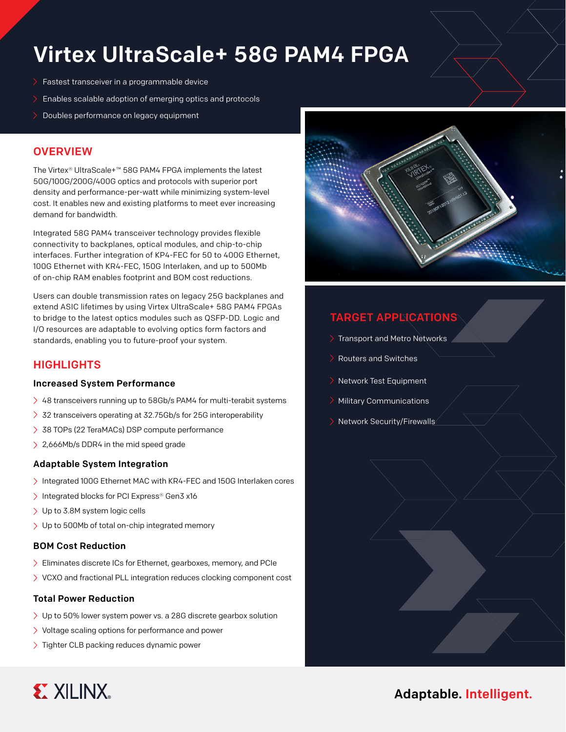# Virtex UltraScale+ 58G PAM4 FPGA

- Fastest transceiver in a programmable device
- Enables scalable adoption of emerging optics and protocols
- Doubles performance on legacy equipment

## OVERVIEW

The Virtex® UltraScale+™ 58G PAM4 FPGA implements the latest 50G/100G/200G/400G optics and protocols with superior port density and performance-per-watt while minimizing system-level cost. It enables new and existing platforms to meet ever increasing demand for bandwidth.

Integrated 58G PAM4 transceiver technology provides flexible connectivity to backplanes, optical modules, and chip-to-chip interfaces. Further integration of KP4-FEC for 50 to 400G Ethernet, 100G Ethernet with KR4-FEC, 150G Interlaken, and up to 500Mb of on-chip RAM enables footprint and BOM cost reductions.

Users can double transmission rates on legacy 25G backplanes and extend ASIC lifetimes by using Virtex UltraScale+ 58G PAM4 FPGAs to bridge to the latest optics modules such as QSFP-DD. Logic and I/O resources are adaptable to evolving optics form factors and standards, enabling you to future-proof your system.

## HIGHLIGHTS

### Increased System Performance

- 48 transceivers running up to 58Gb/s PAM4 for multi-terabit systems
- 32 transceivers operating at 32.75Gb/s for 25G interoperability
- 38 TOPs (22 TeraMACs) DSP compute performance
- 2,666Mb/s DDR4 in the mid speed grade

### Adaptable System Integration

- Integrated 100G Ethernet MAC with KR4-FEC and 150G Interlaken cores
- Integrated blocks for PCI Express® Gen3 x16
- Up to 3.8M system logic cells
- Up to 500Mb of total on-chip integrated memory

### BOM Cost Reduction

- Eliminates discrete ICs for Ethernet, gearboxes, memory, and PCIe
- VCXO and fractional PLL integration reduces clocking component cost

### Total Power Reduction

- Up to 50% lower system power vs. a 28G discrete gearbox solution
- Voltage scaling options for performance and power
- Tighter CLB packing reduces dynamic power

## TARGET APPLICATIONS

- Transport and Metro Networks
- Routers and Switches
- Network Test Equipment
- Military Communications
- Network Security/Firewalls

XILINX

Adaptable. Intelligent.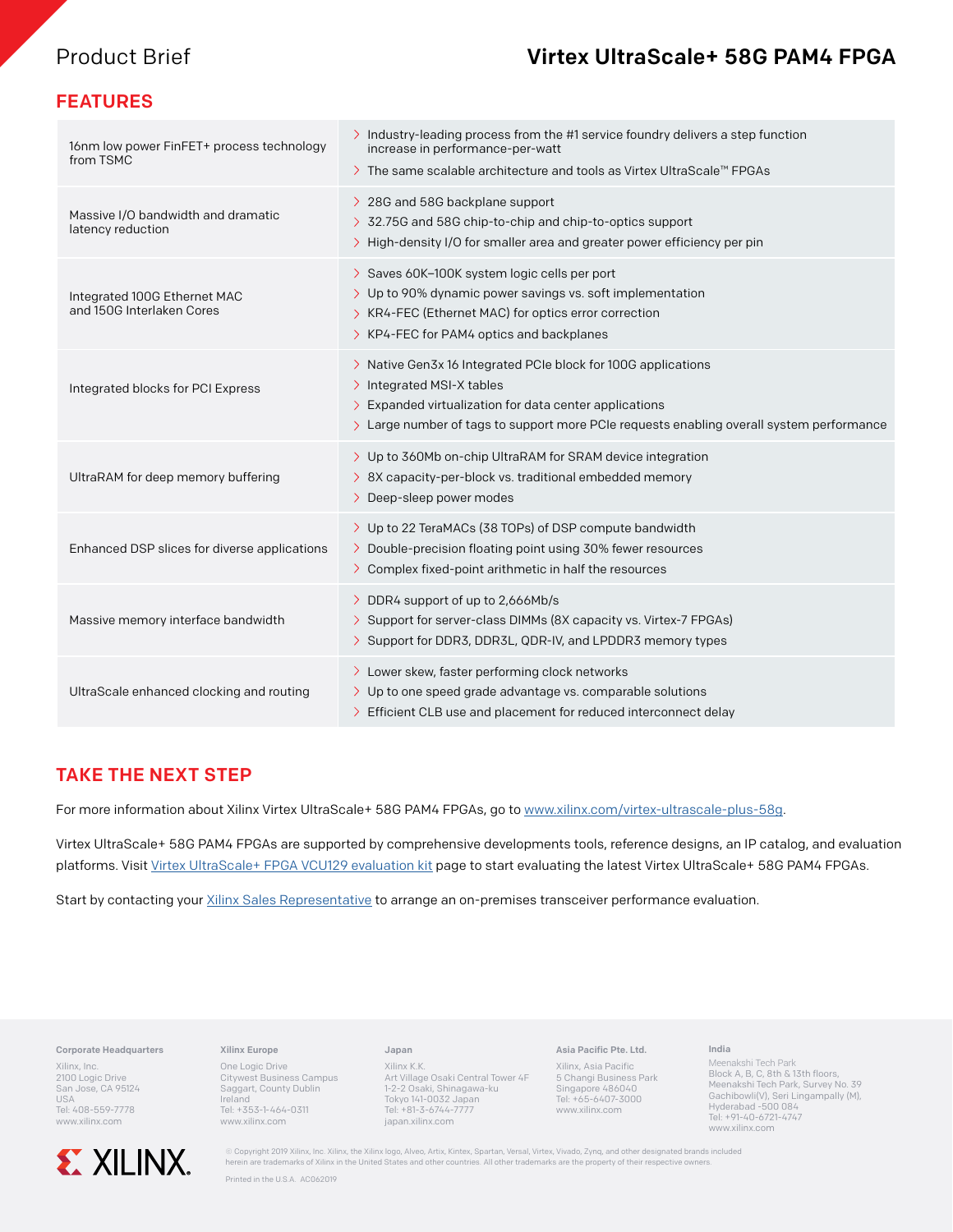## FEATURES

| | |
|---|---|
| 16nm low power FinFET+ process technology from TSMC | Industry-leading process from the #1 service foundry delivers a step function increase in performance-per-watt<br>The same scalable architecture and tools as Virtex UltraScale™ FPGAs |
| Massive I/O bandwidth and dramatic latency reduction | 28G and 58G backplane support<br>32.75G and 58G chip-to-chip and chip-to-optics support<br>High-density I/O for smaller area and greater power efficiency per pin |
| Integrated 100G Ethernet MAC and 150G Interlaken Cores | Saves 60K–100K system logic cells per port<br>Up to 90% dynamic power savings vs. soft implementation<br>KR4-FEC (Ethernet MAC) for optics error correction<br>KP4-FEC for PAM4 optics and backplanes |
| Integrated blocks for PCI Express | Native Gen3x 16 Integrated PCIe block for 100G applications<br>Integrated MSI-X tables<br>Expanded virtualization for data center applications<br>Large number of tags to support more PCIe requests enabling overall system performance |
| UltraRAM for deep memory buffering | Up to 360Mb on-chip UltraRAM for SRAM device integration<br>8X capacity-per-block vs. traditional embedded memory<br>Deep-sleep power modes |
| Enhanced DSP slices for diverse applications | Up to 22 TeraMACs (38 TOPs) of DSP compute bandwidth<br>Double-precision floating point using 30% fewer resources<br>Complex fixed-point arithmetic in half the resources |
| Massive memory interface bandwidth | DDR4 support of up to 2,666Mb/s<br>Support for server-class DIMMs (8X capacity vs. Virtex-7 FPGAs)<br>Support for DDR3, DDR3L, QDR-IV, and LPDDR3 memory types |
| UltraScale enhanced clocking and routing | Lower skew, faster performing clock networks<br>Up to one speed grade advantage vs. comparable solutions<br>Efficient CLB use and placement for reduced interconnect delay |

## TAKE THE NEXT STEP

For more information about Xilinx Virtex UltraScale+ 58G PAM4 FPGAs, go to www.xilinx.com/virtex-ultrascale-plus-58g.

Virtex UltraScale+ 58G PAM4 FPGAs are supported by comprehensive developments tools, reference designs, an IP catalog, and evaluation platforms. Visit Virtex UltraScale+ FPGA VCU129 evaluation kit page to start evaluating the latest Virtex UltraScale+ 58G PAM4 FPGAs.

Start by contacting your Xilinx Sales Representative to arrange an on-premises transceiver performance evaluation.

**Corporate Headquarters**
Xilinx, Inc.
2100 Logic Drive
San Jose, CA 95124
USA
Tel: 408-559-7778
www.xilinx.com

**Xilinx Europe**
One Logic Drive
Citywest Business Campus
Saggart, County Dublin
Ireland
Tel: +353-1-464-0311
www.xilinx.com

**Japan**
Xilinx K.K.
Art Village Osaki Central Tower 4F
1-2-2 Osaki, Shinagawa-ku
Tokyo 141-0032 Japan
Tel: +81-3-6744-7777
japan.xilinx.com

**Asia Pacific Pte. Ltd.**
Xilinx, Asia Pacific
5 Changi Business Park
Singapore 486040
Tel: +65-6407-3000
www.xilinx.com

**India**
Meenakshi Tech Park
Block A, B, C, 8th & 13th floors,
Meenakshi Tech Park, Survey No. 39
Gachibowli(V), Seri Lingampally (M),
Hyderabad -500 084
Tel: +91-40-6721-4747
www.xilinx.com

© Copyright 2019 Xilinx, Inc. Xilinx, the Xilinx logo, Alveo, Artix, Kintex, Spartan, Versal, Virtex, Vivado, Zynq, and other designated brands included herein are trademarks of Xilinx in the United States and other countries. All other trademarks are the property of their respective owners.

Printed in the U.S.A. AC062019